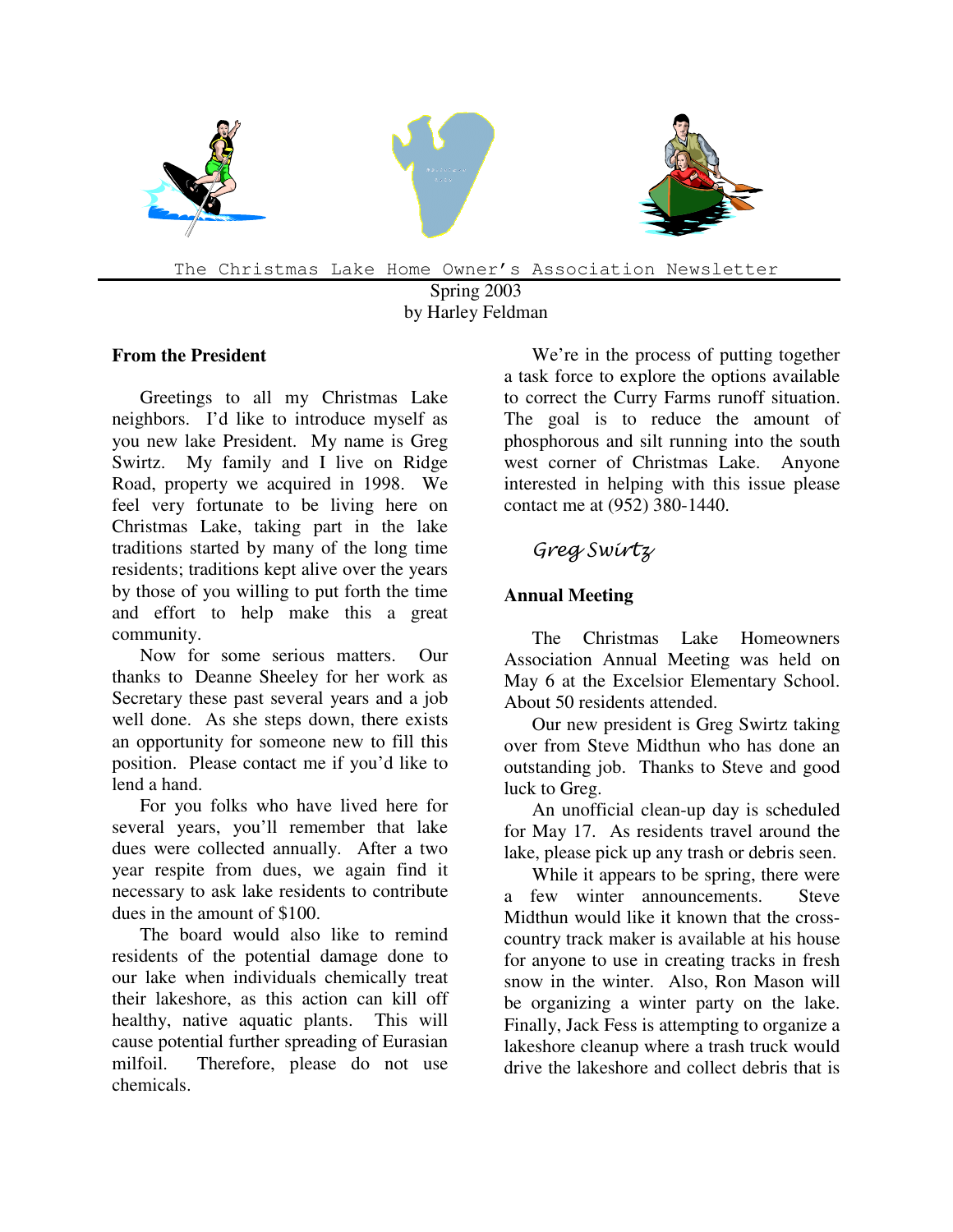The Christmas Lake Home Owner's Association Newsletter

Spring 2003
by Harley Feldman

## From the President

Greetings to all my Christmas Lake neighbors. I'd like to introduce myself as you new lake President. My name is Greg Swirtz. My family and I live on Ridge Road, property we acquired in 1998. We feel very fortunate to be living here on Christmas Lake, taking part in the lake traditions started by many of the long time residents; traditions kept alive over the years by those of you willing to put forth the time and effort to help make this a great community.

Now for some serious matters. Our thanks to Deanne Sheeley for her work as Secretary these past several years and a job well done. As she steps down, there exists an opportunity for someone new to fill this position. Please contact me if you'd like to lend a hand.

For you folks who have lived here for several years, you'll remember that lake dues were collected annually. After a two year respite from dues, we again find it necessary to ask lake residents to contribute dues in the amount of $100.

The board would also like to remind residents of the potential damage done to our lake when individuals chemically treat their lakeshore, as this action can kill off healthy, native aquatic plants. This will cause potential further spreading of Eurasian milfoil. Therefore, please do not use chemicals.

We're in the process of putting together a task force to explore the options available to correct the Curry Farms runoff situation. The goal is to reduce the amount of phosphorous and silt running into the south west corner of Christmas Lake. Anyone interested in helping with this issue please contact me at (952) 380-1440.

*Greg Swirtz*

## Annual Meeting

The Christmas Lake Homeowners Association Annual Meeting was held on May 6 at the Excelsior Elementary School. About 50 residents attended.

Our new president is Greg Swirtz taking over from Steve Midthun who has done an outstanding job. Thanks to Steve and good luck to Greg.

An unofficial clean-up day is scheduled for May 17. As residents travel around the lake, please pick up any trash or debris seen.

While it appears to be spring, there were a few winter announcements. Steve Midthun would like it known that the cross-country track maker is available at his house for anyone to use in creating tracks in fresh snow in the winter. Also, Ron Mason will be organizing a winter party on the lake. Finally, Jack Fess is attempting to organize a lakeshore cleanup where a trash truck would drive the lakeshore and collect debris that is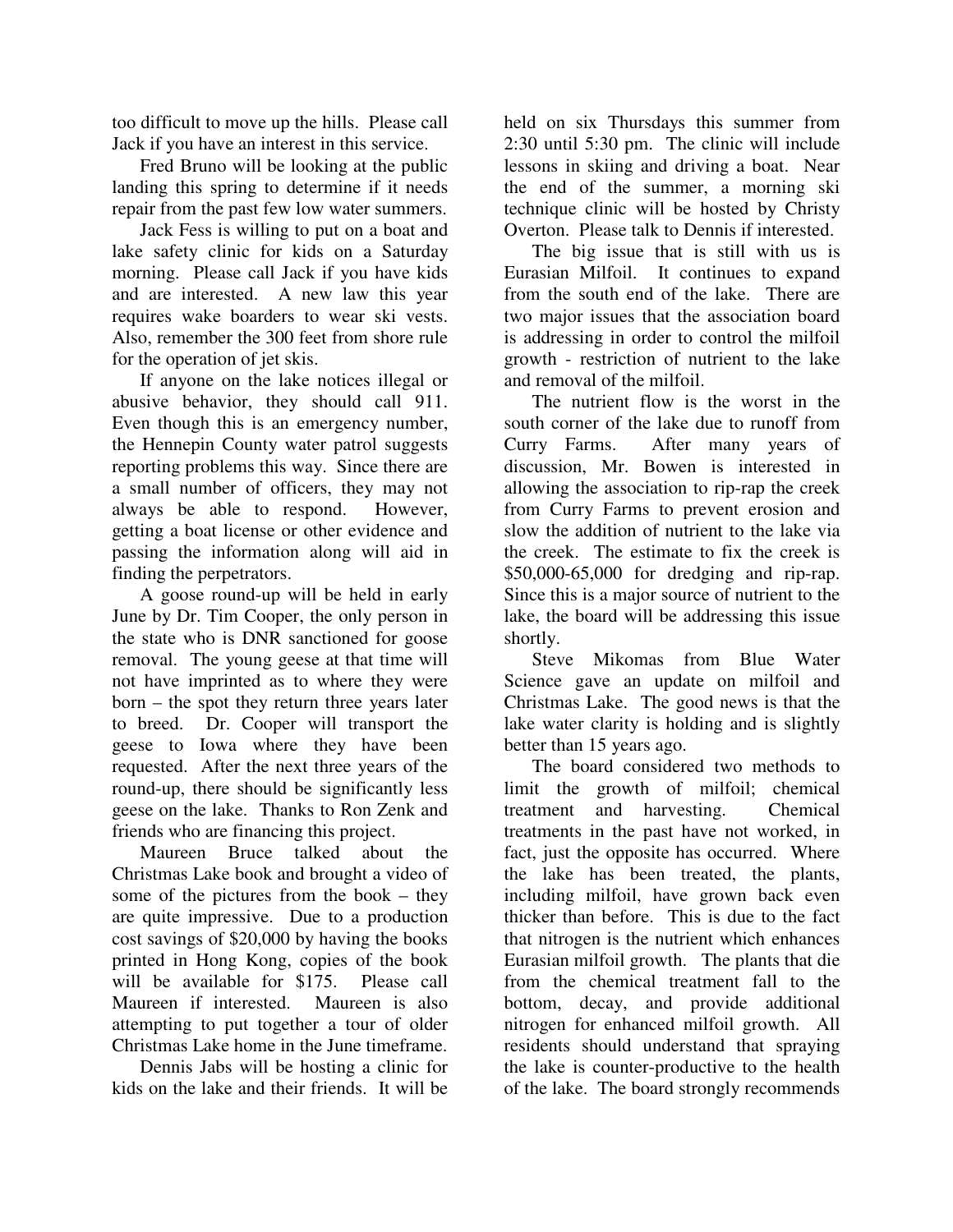too difficult to move up the hills. Please call Jack if you have an interest in this service.

Fred Bruno will be looking at the public landing this spring to determine if it needs repair from the past few low water summers.

Jack Fess is willing to put on a boat and lake safety clinic for kids on a Saturday morning. Please call Jack if you have kids and are interested. A new law this year requires wake boarders to wear ski vests. Also, remember the 300 feet from shore rule for the operation of jet skis.

If anyone on the lake notices illegal or abusive behavior, they should call 911. Even though this is an emergency number, the Hennepin County water patrol suggests reporting problems this way. Since there are a small number of officers, they may not always be able to respond. However, getting a boat license or other evidence and passing the information along will aid in finding the perpetrators.

A goose round-up will be held in early June by Dr. Tim Cooper, the only person in the state who is DNR sanctioned for goose removal. The young geese at that time will not have imprinted as to where they were born – the spot they return three years later to breed. Dr. Cooper will transport the geese to Iowa where they have been requested. After the next three years of the round-up, there should be significantly less geese on the lake. Thanks to Ron Zenk and friends who are financing this project.

Maureen Bruce talked about the Christmas Lake book and brought a video of some of the pictures from the book – they are quite impressive. Due to a production cost savings of $20,000 by having the books printed in Hong Kong, copies of the book will be available for $175. Please call Maureen if interested. Maureen is also attempting to put together a tour of older Christmas Lake home in the June timeframe.

Dennis Jabs will be hosting a clinic for kids on the lake and their friends. It will be held on six Thursdays this summer from 2:30 until 5:30 pm. The clinic will include lessons in skiing and driving a boat. Near the end of the summer, a morning ski technique clinic will be hosted by Christy Overton. Please talk to Dennis if interested.

The big issue that is still with us is Eurasian Milfoil. It continues to expand from the south end of the lake. There are two major issues that the association board is addressing in order to control the milfoil growth - restriction of nutrient to the lake and removal of the milfoil.

The nutrient flow is the worst in the south corner of the lake due to runoff from Curry Farms. After many years of discussion, Mr. Bowen is interested in allowing the association to rip-rap the creek from Curry Farms to prevent erosion and slow the addition of nutrient to the lake via the creek. The estimate to fix the creek is $50,000-65,000 for dredging and rip-rap. Since this is a major source of nutrient to the lake, the board will be addressing this issue shortly.

Steve Mikomas from Blue Water Science gave an update on milfoil and Christmas Lake. The good news is that the lake water clarity is holding and is slightly better than 15 years ago.

The board considered two methods to limit the growth of milfoil; chemical treatment and harvesting. Chemical treatments in the past have not worked, in fact, just the opposite has occurred. Where the lake has been treated, the plants, including milfoil, have grown back even thicker than before. This is due to the fact that nitrogen is the nutrient which enhances Eurasian milfoil growth. The plants that die from the chemical treatment fall to the bottom, decay, and provide additional nitrogen for enhanced milfoil growth. All residents should understand that spraying the lake is counter-productive to the health of the lake. The board strongly recommends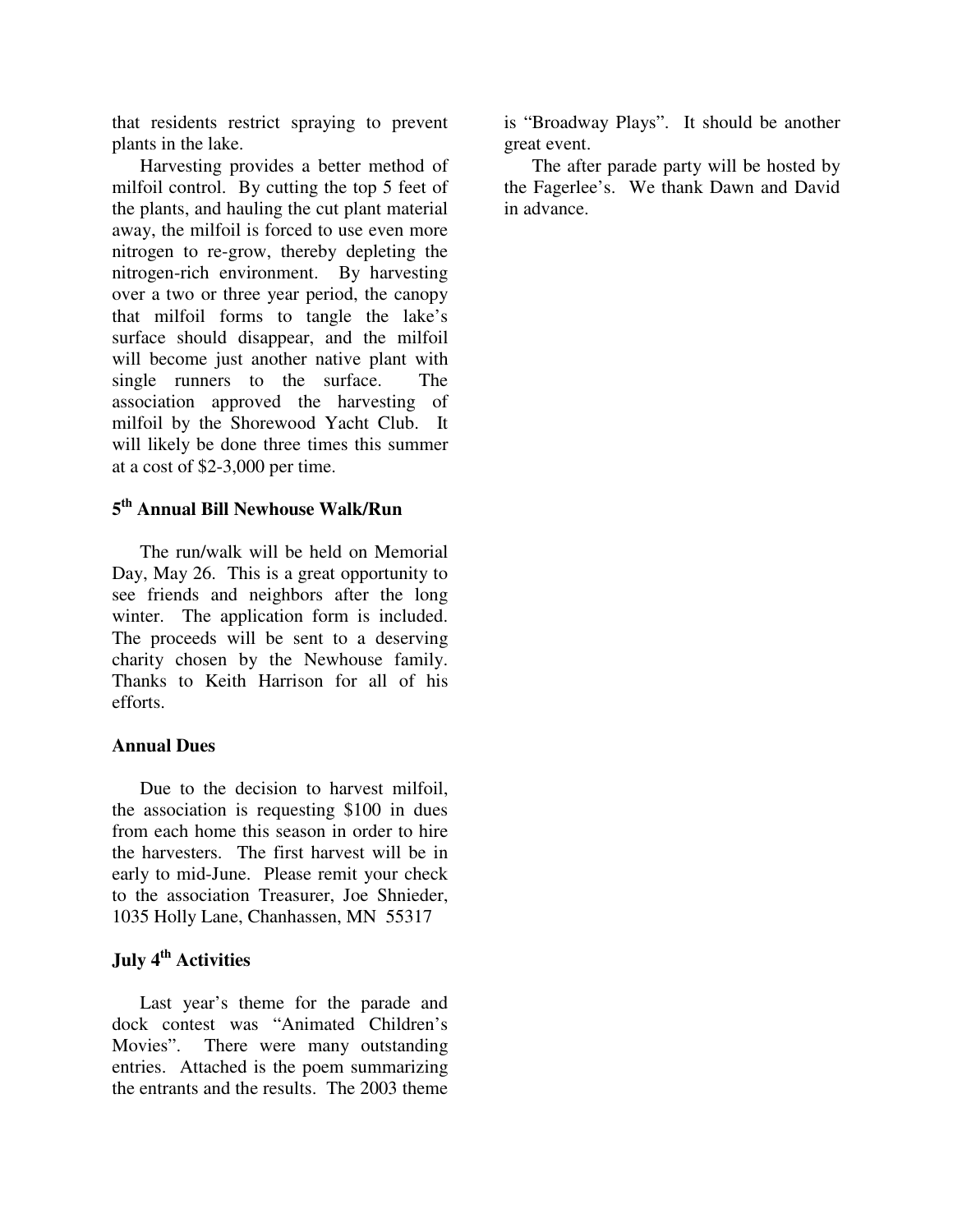that residents restrict spraying to prevent plants in the lake.

Harvesting provides a better method of milfoil control. By cutting the top 5 feet of the plants, and hauling the cut plant material away, the milfoil is forced to use even more nitrogen to re-grow, thereby depleting the nitrogen-rich environment. By harvesting over a two or three year period, the canopy that milfoil forms to tangle the lake's surface should disappear, and the milfoil will become just another native plant with single runners to the surface. The association approved the harvesting of milfoil by the Shorewood Yacht Club. It will likely be done three times this summer at a cost of $2-3,000 per time.

### 5th Annual Bill Newhouse Walk/Run

The run/walk will be held on Memorial Day, May 26. This is a great opportunity to see friends and neighbors after the long winter. The application form is included. The proceeds will be sent to a deserving charity chosen by the Newhouse family. Thanks to Keith Harrison for all of his efforts.

### Annual Dues

Due to the decision to harvest milfoil, the association is requesting $100 in dues from each home this season in order to hire the harvesters. The first harvest will be in early to mid-June. Please remit your check to the association Treasurer, Joe Shnieder, 1035 Holly Lane, Chanhassen, MN 55317

### July 4th Activities

Last year's theme for the parade and dock contest was "Animated Children's Movies". There were many outstanding entries. Attached is the poem summarizing the entrants and the results. The 2003 theme is "Broadway Plays". It should be another great event.

The after parade party will be hosted by the Fagerlee's. We thank Dawn and David in advance.